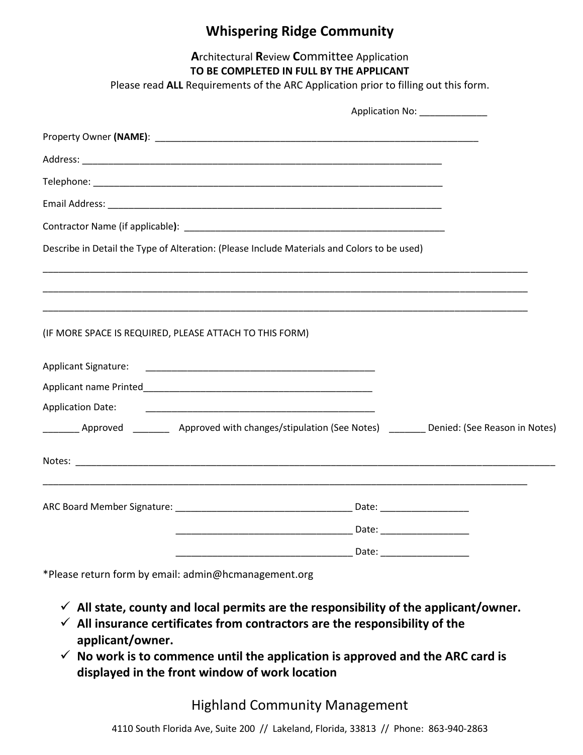# Whispering Ridge Community

**A**rchitectural **R**eview **C**ommittee Application

**TO BE COMPLETED IN FULL BY THE APPLICANT**

Please read **ALL** Requirements of the ARC Application prior to filling out this form.

Application No: _____________

Property Owner **(NAME)**: _______________________________________________________________

Address: _______________________________________________________________________

Telephone: _____________________________________________________________________

Email Address: ___________________________________________________________________

Contractor Name (if applicable**)**: ___________________________________________________

Describe in Detail the Type of Alteration: (Please Include Materials and Colors to be used)

_____________________________________________________________________________________________

_____________________________________________________________________________________________

_____________________________________________________________________________________________

(IF MORE SPACE IS REQUIRED, PLEASE ATTACH TO THIS FORM)

Applicant Signature: _____________________________________________

Applicant name Printed_____________________________________________

Application Date: _____________________________________________

_______ Approved _______ Approved with changes/stipulation (See Notes) _______ Denied: (See Reason in Notes)

Notes: _______________________________________________________________________________________

_____________________________________________________________________________________________

ARC Board Member Signature: __________________________________ Date: _________________

__________________________________ Date: _________________

__________________________________ Date: _________________

*Please return form by email: admin@hcmanagement.org

- ✓ **All state, county and local permits are the responsibility of the applicant/owner.**
- ✓ **All insurance certificates from contractors are the responsibility of the applicant/owner.**
- ✓ **No work is to commence until the application is approved and the ARC card is displayed in the front window of work location**

Highland Community Management

4110 South Florida Ave, Suite 200 // Lakeland, Florida, 33813 // Phone: 863-940-2863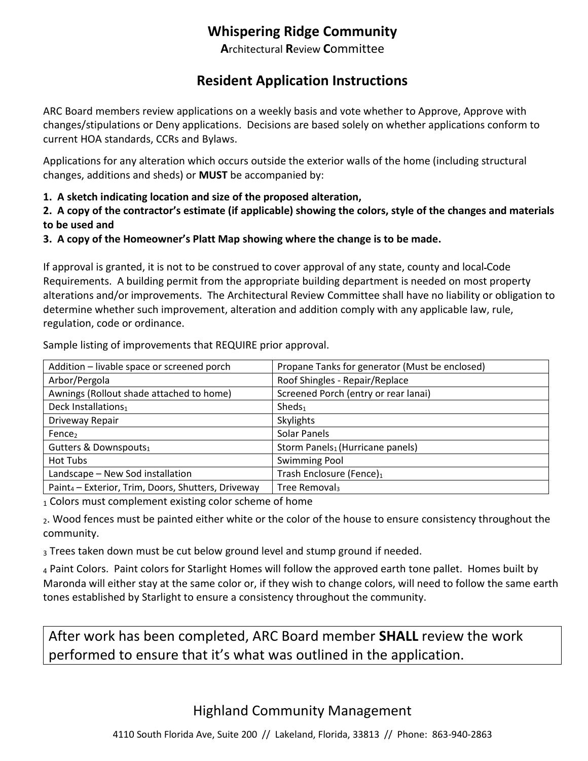# Whispering Ridge Community

**A**rchitectural **R**eview **C**ommittee

## Resident Application Instructions

ARC Board members review applications on a weekly basis and vote whether to Approve, Approve with changes/stipulations or Deny applications. Decisions are based solely on whether applications conform to current HOA standards, CCRs and Bylaws.

Applications for any alteration which occurs outside the exterior walls of the home (including structural changes, additions and sheds) or **MUST** be accompanied by:

**1. A sketch indicating location and size of the proposed alteration,**
**2. A copy of the contractor's estimate (if applicable) showing the colors, style of the changes and materials to be used and**
**3. A copy of the Homeowner's Platt Map showing where the change is to be made.**

If approval is granted, it is not to be construed to cover approval of any state, county and local-Code Requirements. A building permit from the appropriate building department is needed on most property alterations and/or improvements. The Architectural Review Committee shall have no liability or obligation to determine whether such improvement, alteration and addition comply with any applicable law, rule, regulation, code or ordinance.

Sample listing of improvements that REQUIRE prior approval.

| | |
|---|---|
| Addition – livable space or screened porch | Propane Tanks for generator (Must be enclosed) |
| Arbor/Pergola | Roof Shingles - Repair/Replace |
| Awnings (Rollout shade attached to home) | Screened Porch (entry or rear lanai) |
| Deck Installations[1] | Sheds[1] |
| Driveway Repair | Skylights |
| Fence[2] | Solar Panels |
| Gutters & Downspouts[1] | Storm Panels[1] (Hurricane panels) |
| Hot Tubs | Swimming Pool |
| Landscape – New Sod installation | Trash Enclosure (Fence)[1] |
| Paint[4] – Exterior, Trim, Doors, Shutters, Driveway | Tree Removal[3] |

[1] Colors must complement existing color scheme of home

[2]. Wood fences must be painted either white or the color of the house to ensure consistency throughout the community.

[3] Trees taken down must be cut below ground level and stump ground if needed.

[4] Paint Colors. Paint colors for Starlight Homes will follow the approved earth tone pallet. Homes built by Maronda will either stay at the same color or, if they wish to change colors, will need to follow the same earth tones established by Starlight to ensure a consistency throughout the community.

After work has been completed, ARC Board member **SHALL** review the work performed to ensure that it's what was outlined in the application.

Highland Community Management

4110 South Florida Ave, Suite 200 // Lakeland, Florida, 33813 // Phone: 863-940-2863